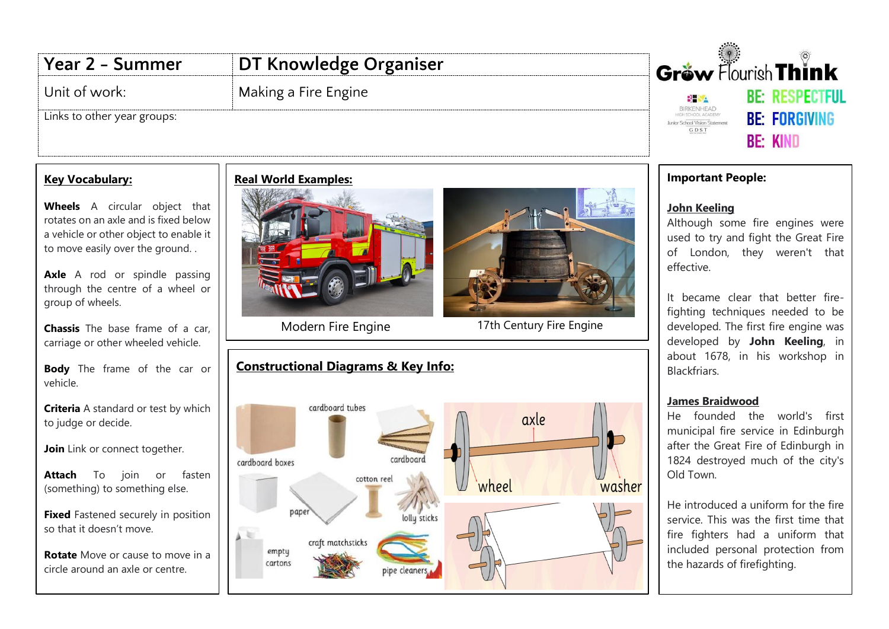| Year 2 - Summer | DT Knowledge Organiser |
| --- | --- |
| Unit of work: | Making a Fire Engine |
| Links to other year groups: | |

Grow Flourish Think

BE: RESPECTFUL
BE: FORGIVING
BE: KIND

## Key Vocabulary:

**Wheels** A circular object that rotates on an axle and is fixed below a vehicle or other object to enable it to move easily over the ground. .

**Axle** A rod or spindle passing through the centre of a wheel or group of wheels.

**Chassis** The base frame of a car, carriage or other wheeled vehicle.

**Body** The frame of the car or vehicle.

**Criteria** A standard or test by which to judge or decide.

**Join** Link or connect together.

**Attach** To join or fasten (something) to something else.

**Fixed** Fastened securely in position so that it doesn't move.

**Rotate** Move or cause to move in a circle around an axle or centre.

## Real World Examples:

Modern Fire Engine

17th Century Fire Engine

## Constructional Diagrams & Key Info:

cardboard boxes, cardboard tubes, cardboard, paper, cotton reel, lolly sticks, empty cartons, craft matchsticks, pipe cleaners

axle, wheel, washer

## Important People:

**John Keeling**

Although some fire engines were used to try and fight the Great Fire of London, they weren't that effective.

It became clear that better fire-fighting techniques needed to be developed. The first fire engine was developed by **John Keeling**, in about 1678, in his workshop in Blackfriars.

**James Braidwood**

He founded the world's first municipal fire service in Edinburgh after the Great Fire of Edinburgh in 1824 destroyed much of the city's Old Town.

He introduced a uniform for the fire service. This was the first time that fire fighters had a uniform that included personal protection from the hazards of firefighting.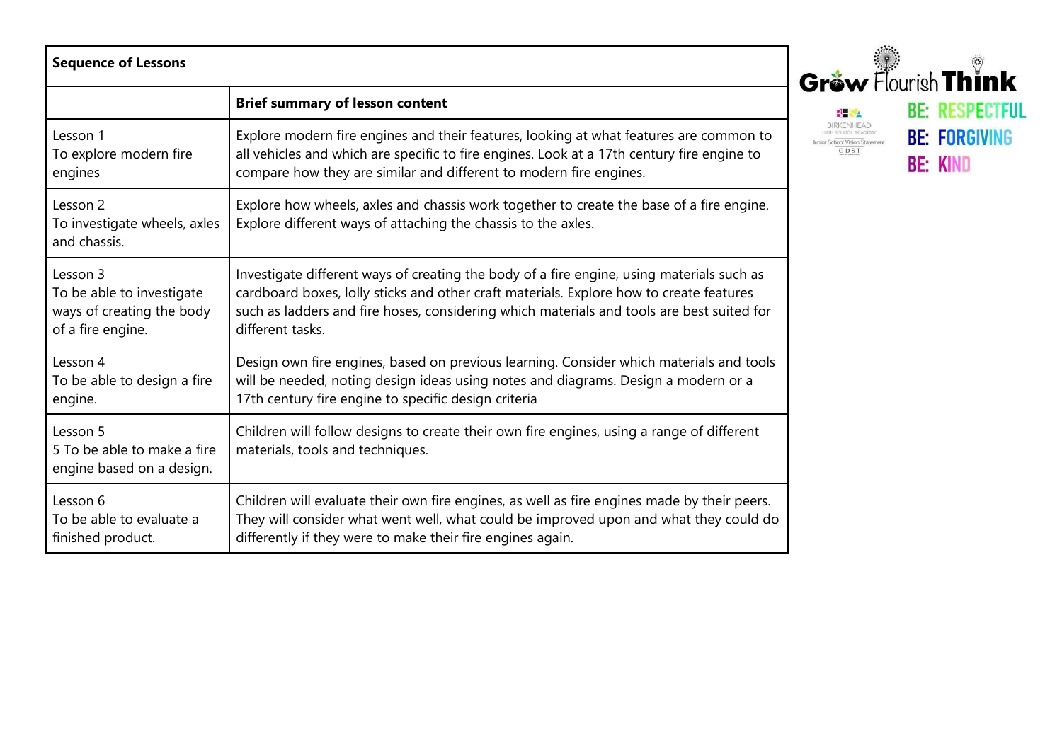| **Sequence of Lessons** | |
|---|---|
| | **Brief summary of lesson content** |
| Lesson 1<br>To explore modern fire engines | Explore modern fire engines and their features, looking at what features are common to all vehicles and which are specific to fire engines. Look at a 17th century fire engine to compare how they are similar and different to modern fire engines. |
| Lesson 2<br>To investigate wheels, axles and chassis. | Explore how wheels, axles and chassis work together to create the base of a fire engine. Explore different ways of attaching the chassis to the axles. |
| Lesson 3<br>To be able to investigate ways of creating the body of a fire engine. | Investigate different ways of creating the body of a fire engine, using materials such as cardboard boxes, lolly sticks and other craft materials. Explore how to create features such as ladders and fire hoses, considering which materials and tools are best suited for different tasks. |
| Lesson 4<br>To be able to design a fire engine. | Design own fire engines, based on previous learning. Consider which materials and tools will be needed, noting design ideas using notes and diagrams. Design a modern or a 17th century fire engine to specific design criteria |
| Lesson 5<br>5 To be able to make a fire engine based on a design. | Children will follow designs to create their own fire engines, using a range of different materials, tools and techniques. |
| Lesson 6<br>To be able to evaluate a finished product. | Children will evaluate their own fire engines, as well as fire engines made by their peers. They will consider what went well, what could be improved upon and what they could do differently if they were to make their fire engines again. |

Grow Flourish Think

BIRKENHEAD HIGH SCHOOL ACADEMY
Junior School Vision Statement
GDST

BE: RESPECTFUL
BE: FORGIVING
BE: KIND